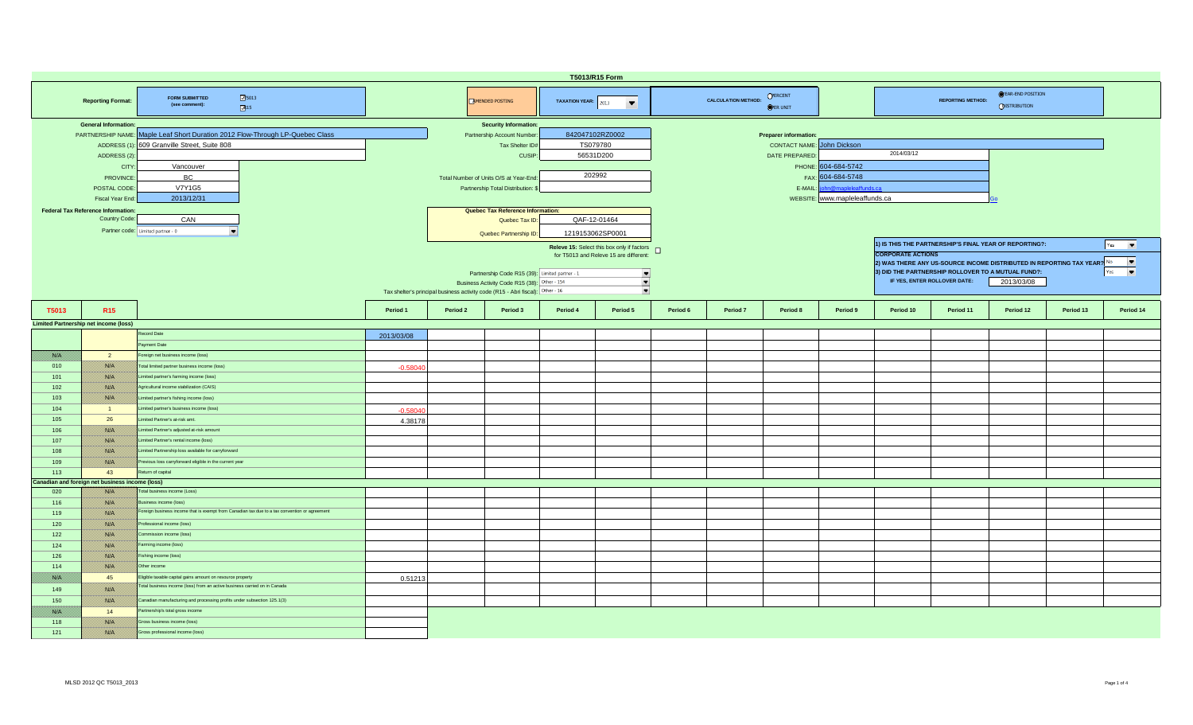# T5013/R15 Form

**Reporting Format:** FORM SUBMITTED (see comment): ☑ 5013 ☑ R15

☐ AMENDED POSTING

**TAXATION YEAR:** 2013

**CALCULATION METHOD:** ○ PERCENT ◉ PER UNIT

**REPORTING METHOD:** ◉ YEAR-END POSITION ○ DISTRIBUTION

## General Information:

| | |
|---|---|
| PARTNERSHIP NAME: | Maple Leaf Short Duration 2012 Flow-Through LP-Quebec Class |
| ADDRESS (1): | 609 Granville Street, Suite 808 |
| ADDRESS (2): | |
| CITY: | Vancouver |
| PROVINCE: | BC |
| POSTAL CODE: | V7Y1G5 |
| Fiscal Year End: | 2013/12/31 |

## Security Information:

| | |
|---|---|
| Partnership Account Number: | 842047102RZ0002 |
| Tax Shelter ID#: | TS079780 |
| CUSIP: | 56531D200 |
| Total Number of Units O/S at Year-End: | 202992 |
| Partnership Total Distribution: $ | |

## Preparer information:

| | |
|---|---|
| CONTACT NAME: | John Dickson |
| DATE PREPARED: | 2014/03/12 |
| PHONE: | 604-684-5742 |
| FAX: | 604-684-5748 |
| E-MAIL: | john@mapleleaffunds.ca |
| WEBSITE: | www.mapleleaffunds.ca |

## Federal Tax Reference Information:

| | |
|---|---|
| Country Code: | CAN |
| Partner code: | Limited partner - 0 |

## Quebec Tax Reference Information:

| | |
|---|---|
| Quebec Tax ID: | QAF-12-01464 |
| Quebec Partnership ID: | 1219153062SP0001 |

**Releve 15:** Select this box only if factors for T5013 and Releve 15 are different: ☐

| | |
|---|---|
| Partnership Code R15 (39): | Limited partner - 1 |
| Business Activity Code R15 (38): | Other - 154 |
| Tax shelter's principal business activity code (R15 - Abri fiscal): | Other - 16 |

1) IS THIS THE PARTNERSHIP'S FINAL YEAR OF REPORTING?: Yes

**CORPORATE ACTIONS**

2) WAS THERE ANY US-SOURCE INCOME DISTRIBUTED IN REPORTING TAX YEAR?: No

3) DID THE PARTNERSHIP ROLLOVER TO A MUTUAL FUND?: Yes

IF YES, ENTER ROLLOVER DATE: 2013/03/08

| T5013 | R15 | | Period 1 | Period 2 | Period 3 | Period 4 | Period 5 | Period 6 | Period 7 | Period 8 | Period 9 | Period 10 | Period 11 | Period 12 | Period 13 | Period 14 |
|---|---|---|---|---|---|---|---|---|---|---|---|---|---|---|---|---|
| **Limited Partnership net income (loss)** | | | | | | | | | | | | | | | | |
| | | Record Date | 2013/03/08 | | | | | | | | | | | | | |
| | | Payment Date | | | | | | | | | | | | | | |
| N/A | 2 | Foreign net business income (loss) | | | | | | | | | | | | | | |
| 010 | N/A | Total limited partner business income (loss) | -0.58040 | | | | | | | | | | | | | |
| 101 | N/A | Limited partner's farming income (loss) | | | | | | | | | | | | | | |
| 102 | N/A | Agricultural income stabilization (CAIS) | | | | | | | | | | | | | | |
| 103 | N/A | Limited partner's fishing income (loss) | | | | | | | | | | | | | | |
| 104 | 1 | Limited partner's business income (loss) | -0.58040 | | | | | | | | | | | | | |
| 105 | 26 | Limited Partner's at-risk amt. | 4.38178 | | | | | | | | | | | | | |
| 106 | N/A | Limited Partner's adjusted at-risk amount | | | | | | | | | | | | | | |
| 107 | N/A | Limited Partner's rental income (loss) | | | | | | | | | | | | | | |
| 108 | N/A | Limited Partnership loss available for carryforward | | | | | | | | | | | | | | |
| 109 | N/A | Previous loss carryforward eligible in the current year | | | | | | | | | | | | | | |
| 113 | 43 | Return of capital | | | | | | | | | | | | | | |
| **Canadian and foreign net business income (loss)** | | | | | | | | | | | | | | | | |
| 020 | N/A | Total business income (Loss) | | | | | | | | | | | | | | |
| 116 | N/A | Business income (loss) | | | | | | | | | | | | | | |
| 119 | N/A | Foreign business income that is exempt from Canadian tax due to a tax convention or agreement | | | | | | | | | | | | | | |
| 120 | N/A | Professional income (loss) | | | | | | | | | | | | | | |
| 122 | N/A | Commission income (loss) | | | | | | | | | | | | | | |
| 124 | N/A | Farming income (loss) | | | | | | | | | | | | | | |
| 126 | N/A | Fishing income (loss) | | | | | | | | | | | | | | |
| 114 | N/A | Other income | | | | | | | | | | | | | | |
| N/A | 45 | Eligible taxable capital gains amount on resource property | 0.51213 | | | | | | | | | | | | | |
| 149 | N/A | Total business income (loss) from an active business carried on in Canada | | | | | | | | | | | | | | |
| 150 | N/A | Canadian manufacturing and processing profits under subsection 125.1(3) | | | | | | | | | | | | | | |
| N/A | 14 | Partnership's total gross income | | | | | | | | | | | | | | |
| 118 | N/A | Gross business income (loss) | | | | | | | | | | | | | | |
| 121 | N/A | Gross professional income (loss) | | | | | | | | | | | | | | |

MLSD 2012 QC T5013_2013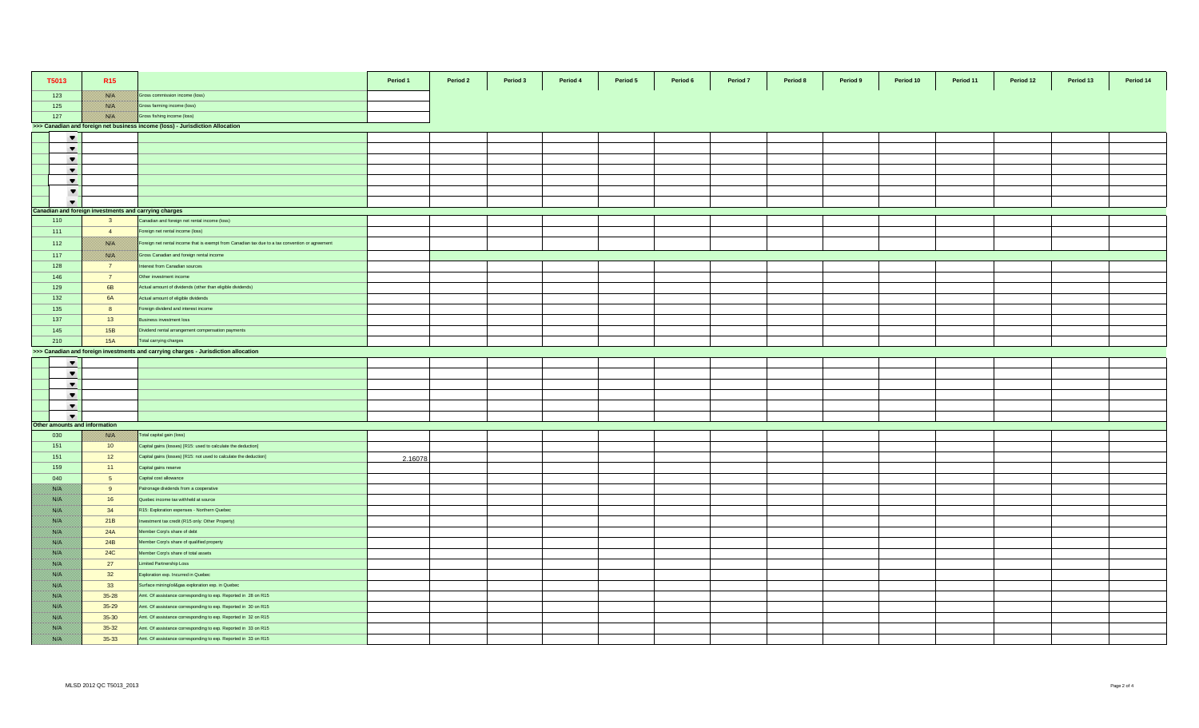| T5013 | R15 | | Period 1 | Period 2 | Period 3 | Period 4 | Period 5 | Period 6 | Period 7 | Period 8 | Period 9 | Period 10 | Period 11 | Period 12 | Period 13 | Period 14 |
|---|---|---|---|---|---|---|---|---|---|---|---|---|---|---|---|---|
| 123 | N/A | Gross commission income (loss) | | | | | | | | | | | | | | |
| 125 | N/A | Gross farming income (loss) | | | | | | | | | | | | | | |
| 127 | N/A | Gross fishing income (loss) | | | | | | | | | | | | | | |
| >>> Canadian and foreign net business income (loss) - Jurisdiction Allocation | | | | | | | | | | | | | | | | |
| | | | | | | | | | | | | | | | | |
| | | | | | | | | | | | | | | | | |
| | | | | | | | | | | | | | | | | |
| | | | | | | | | | | | | | | | | |
| | | | | | | | | | | | | | | | | |
| | | | | | | | | | | | | | | | | |
| | | | | | | | | | | | | | | | | |
| Canadian and foreign investments and carrying charges | | | | | | | | | | | | | | | | |
| 110 | 3 | Canadian and foreign net rental income (loss) | | | | | | | | | | | | | | |
| 111 | 4 | Foreign net rental income (loss) | | | | | | | | | | | | | | |
| 112 | N/A | Foreign net rental income that is exempt from Canadian tax due to a tax convention or agreement | | | | | | | | | | | | | | |
| 117 | N/A | Gross Canadian and foreign rental income | | | | | | | | | | | | | | |
| 128 | 7 | Interest from Canadian sources | | | | | | | | | | | | | | |
| 146 | 7 | Other investment income | | | | | | | | | | | | | | |
| 129 | 6B | Actual amount of dividends (other than eligible dividends) | | | | | | | | | | | | | | |
| 132 | 6A | Actual amount of eligible dividends | | | | | | | | | | | | | | |
| 135 | 8 | Foreign dividend and interest income | | | | | | | | | | | | | | |
| 137 | 13 | Business investment loss | | | | | | | | | | | | | | |
| 145 | 15B | Dividend rental arrangement compensation payments | | | | | | | | | | | | | | |
| 210 | 15A | Total carrying charges | | | | | | | | | | | | | | |
| >>> Canadian and foreign investments and carrying charges - Jurisdiction allocation | | | | | | | | | | | | | | | | |
| | | | | | | | | | | | | | | | | |
| | | | | | | | | | | | | | | | | |
| | | | | | | | | | | | | | | | | |
| | | | | | | | | | | | | | | | | |
| | | | | | | | | | | | | | | | | |
| | | | | | | | | | | | | | | | | |
| Other amounts and information | | | | | | | | | | | | | | | | |
| 030 | N/A | Total capital gain (loss) | | | | | | | | | | | | | | |
| 151 | 10 | Capital gains (losses) [R15: used to calculate the deduction] | | | | | | | | | | | | | | |
| 151 | 12 | Capital gains (losses) [R15: not used to calculate the deduction] | 2.16078 | | | | | | | | | | | | | |
| 159 | 11 | Capital gains reserve | | | | | | | | | | | | | | |
| 040 | 5 | Capital cost allowance | | | | | | | | | | | | | | |
| N/A | 9 | Patronage dividends from a cooperative | | | | | | | | | | | | | | |
| N/A | 16 | Quebec income tax withheld at source | | | | | | | | | | | | | | |
| N/A | 34 | R15: Exploration expenses - Northern Quebec | | | | | | | | | | | | | | |
| N/A | 21B | Investment tax credit (R15 only: Other Property) | | | | | | | | | | | | | | |
| N/A | 24A | Member Corp's share of debt | | | | | | | | | | | | | | |
| N/A | 24B | Member Corp's share of qualified property | | | | | | | | | | | | | | |
| N/A | 24C | Member Corp's share of total assets | | | | | | | | | | | | | | |
| N/A | 27 | Limited Partnership Loss | | | | | | | | | | | | | | |
| N/A | 32 | Exploration exp. Incurred in Quebec | | | | | | | | | | | | | | |
| N/A | 33 | Surface mining/oil&gas exploration exp. in Quebec | | | | | | | | | | | | | | |
| N/A | 35-28 | Amt. Of assistance corresponding to exp. Reported in 28 on R15 | | | | | | | | | | | | | | |
| N/A | 35-29 | Amt. Of assistance corresponding to exp. Reported in 30 on R15 | | | | | | | | | | | | | | |
| N/A | 35-30 | Amt. Of assistance corresponding to exp. Reported in 32 on R15 | | | | | | | | | | | | | | |
| N/A | 35-32 | Amt. Of assistance corresponding to exp. Reported in 33 on R15 | | | | | | | | | | | | | | |
| N/A | 35-33 | Amt. Of assistance corresponding to exp. Reported in 33 on R15 | | | | | | | | | | | | | | |

MLSD 2012 QC T5013_2013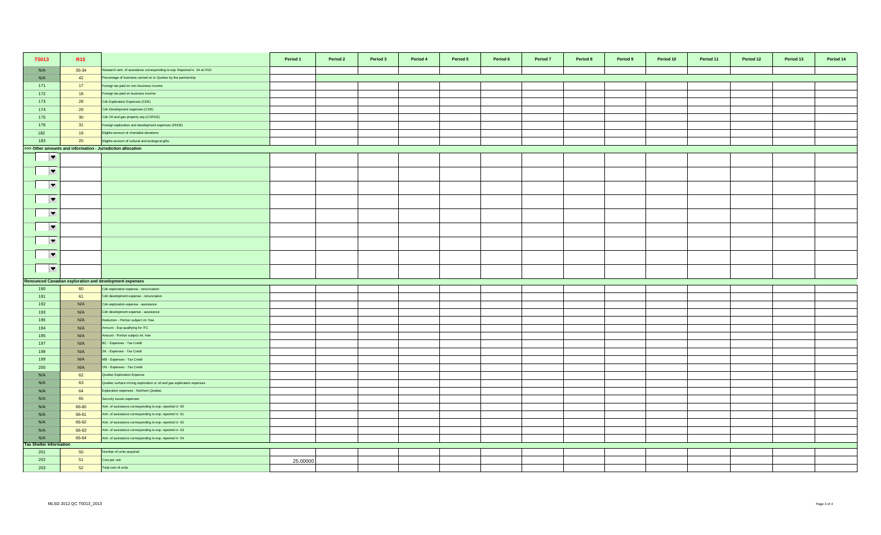| T5013 | R15 | | Period 1 | Period 2 | Period 3 | Period 4 | Period 5 | Period 6 | Period 7 | Period 8 | Period 9 | Period 10 | Period 11 | Period 12 | Period 13 | Period 14 |
|---|---|---|---|---|---|---|---|---|---|---|---|---|---|---|---|---|
| N/A | 35-34 | Research amt. of assistance corresponding to exp. Reported in 34 on R15 | | | | | | | | | | | | | | |
| N/A | 42 | Percentage of business carried on in Quebec by the partnership | | | | | | | | | | | | | | |
| 171 | 17 | Foreign tax paid on non-business income | | | | | | | | | | | | | | |
| 172 | 18 | Foreign tax paid on business income | | | | | | | | | | | | | | |
| 173 | 28 | Cdn Exploration Expenses (CEE) | | | | | | | | | | | | | | |
| 174 | 29 | Cdn Development expenses (CDE) | | | | | | | | | | | | | | |
| 175 | 30 | Cdn Oil and gas property exp (COPGE) | | | | | | | | | | | | | | |
| 176 | 31 | Foreign exploration and development expenses (FEDE) | | | | | | | | | | | | | | |
| 182 | 19 | Eligible amount of charitable donations | | | | | | | | | | | | | | |
| 183 | 20 | Eligible amount of cultural and ecological gifts | | | | | | | | | | | | | | |
| **>>> Other amounts and information - Jurisdiction allocation** | | | | | | | | | | | | | | | | |
| | | | | | | | | | | | | | | | | |
| | | | | | | | | | | | | | | | | |
| | | | | | | | | | | | | | | | | |
| | | | | | | | | | | | | | | | | |
| | | | | | | | | | | | | | | | | |
| | | | | | | | | | | | | | | | | |
| | | | | | | | | | | | | | | | | |
| | | | | | | | | | | | | | | | | |
| | | | | | | | | | | | | | | | | |
| **Renounced Canadian exploration and development expenses** | | | | | | | | | | | | | | | | |
| 190 | 60 | Cdn exploration expense - renunciation | | | | | | | | | | | | | | |
| 191 | 61 | Cdn development expense - renunciation | | | | | | | | | | | | | | |
| 192 | N/A | Cdn exploration expense - assistance | | | | | | | | | | | | | | |
| 193 | N/A | Cdn development expense - assistance | | | | | | | | | | | | | | |
| 196 | N/A | Reduction - Portion subject int. free | | | | | | | | | | | | | | |
| 194 | N/A | Amount - Exp qualifying for ITC | | | | | | | | | | | | | | |
| 195 | N/A | Amount - Portion subject int. free | | | | | | | | | | | | | | |
| 197 | N/A | BC - Expenses - Tax Credit | | | | | | | | | | | | | | |
| 198 | N/A | SK - Expenses - Tax Credit | | | | | | | | | | | | | | |
| 199 | N/A | MB - Expenses - Tax Credit | | | | | | | | | | | | | | |
| 200 | N/A | ON - Expenses - Tax Credit | | | | | | | | | | | | | | |
| N/A | 62 | Quebec Exploration Expense | | | | | | | | | | | | | | |
| N/A | 63 | Quebec surface mining exploration or oil and gas exploration expenses | | | | | | | | | | | | | | |
| N/A | 64 | Exploration expenses - Northern Quebec | | | | | | | | | | | | | | |
| N/A | 65 | Security issues expenses | | | | | | | | | | | | | | |
| N/A | 66-60 | Amt. of assistance corresponding to exp. reported in 60 | | | | | | | | | | | | | | |
| N/A | 66-61 | Amt. of assistance corresponding to exp. reported in 61 | | | | | | | | | | | | | | |
| N/A | 66-62 | Amt. of assistance corresponding to exp. reported in 62 | | | | | | | | | | | | | | |
| N/A | 66-63 | Amt. of assistance corresponding to exp. reported in 63 | | | | | | | | | | | | | | |
| N/A | 66-64 | Amt. of assistance corresponding to exp. reported in 64 | | | | | | | | | | | | | | |
| **Tax Shelter Information** | | | | | | | | | | | | | | | | |
| 201 | 50 | Number of units acquired | | | | | | | | | | | | | | |
| 202 | 51 | Cost per unit | 25.00000 | | | | | | | | | | | | | |
| 203 | 52 | Total cost of units | | | | | | | | | | | | | | |

MLSD 2012 QC T5013_2013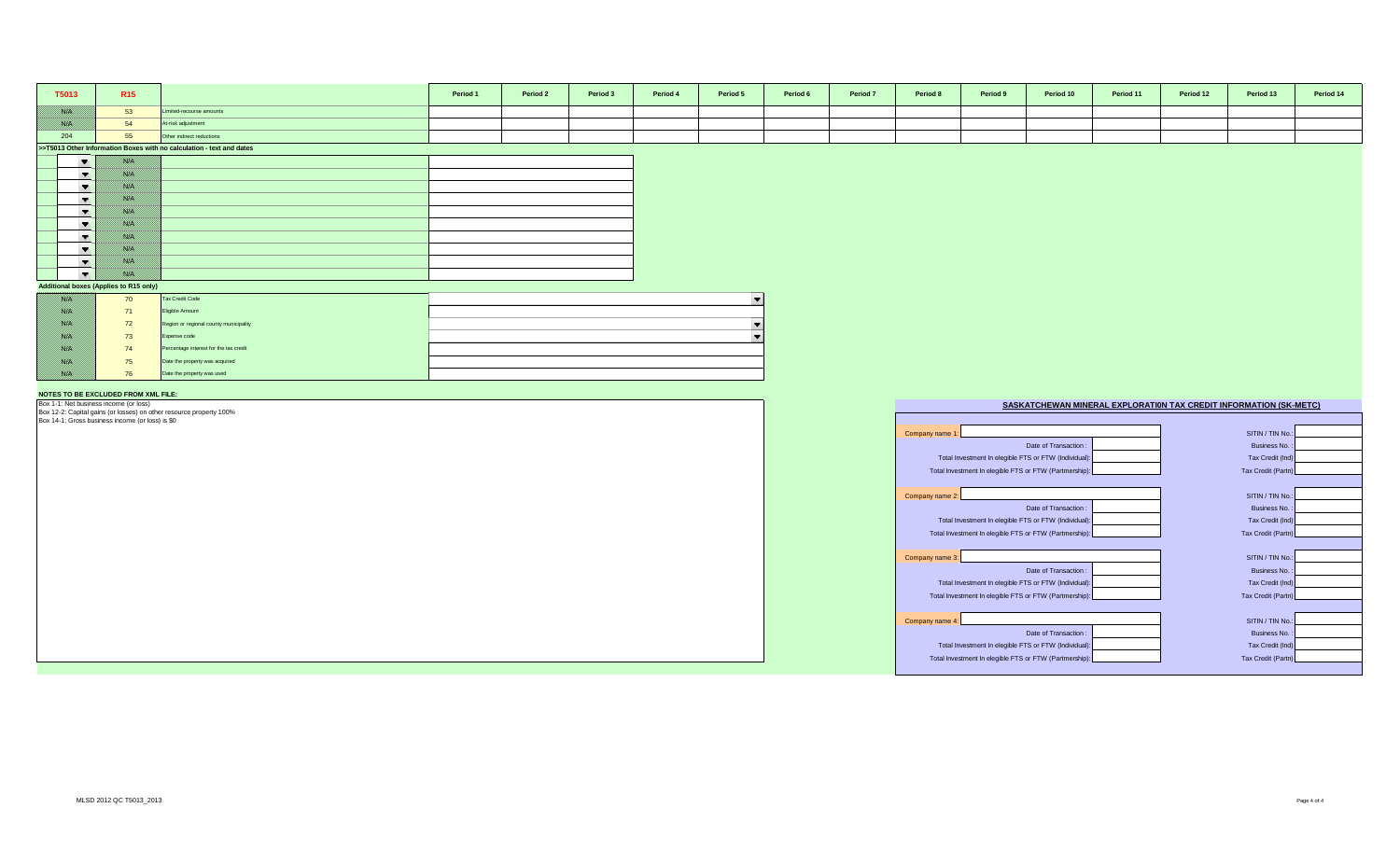| T5013 | R15 | | Period 1 | Period 2 | Period 3 | Period 4 | Period 5 | Period 6 | Period 7 | Period 8 | Period 9 | Period 10 | Period 11 | Period 12 | Period 13 | Period 14 |
|---|---|---|---|---|---|---|---|---|---|---|---|---|---|---|---|---|
| N/A | 53 | Limited-recourse amounts | | | | | | | | | | | | | | |
| N/A | 54 | At-risk adjustment | | | | | | | | | | | | | | |
| 204 | 55 | Other indirect reductions | | | | | | | | | | | | | | |

**>>T5013 Other Information Boxes with no calculation - text and dates**

| | | | |
|---|---|---|---|
| | N/A | | |
| | N/A | | |
| | N/A | | |
| | N/A | | |
| | N/A | | |
| | N/A | | |
| | N/A | | |
| | N/A | | |
| | N/A | | |
| | N/A | | |

**Additional boxes (Applies to R15 only)**

| | | | |
|---|---|---|---|
| N/A | 70 | Tax Credit Code | |
| N/A | 71 | Eligible Amount | |
| N/A | 72 | Region or regional county municipality | |
| N/A | 73 | Expense code | |
| N/A | 74 | Percentage interest for the tax credit | |
| N/A | 75 | Date the property was acquired | |
| N/A | 76 | Date the property was used | |

**NOTES TO BE EXCLUDED FROM XML FILE:**

Box 1-1: Net business income (or loss)
Box 12-2: Capital gains (or losses) on other resource property 100%
Box 14-1: Gross business income (or loss) is $0

## SASKATCHEWAN MINERAL EXPLORATION TAX CREDIT INFORMATION (SK-METC)

Company name 1: 
SITIN / TIN No.: 
Date of Transaction : 
Business No. : 
Total Investment In elegible FTS or FTW (Individual): 
Tax Credit (Ind) 
Total Investment In elegible FTS or FTW (Partmership): 
Tax Credit (Partn) 

Company name 2: 
SITIN / TIN No.: 
Date of Transaction : 
Business No. : 
Total Investment In elegible FTS or FTW (Individual): 
Tax Credit (Ind) 
Total Investment In elegible FTS or FTW (Partmership): 
Tax Credit (Partn) 

Company name 3: 
SITIN / TIN No.: 
Date of Transaction : 
Business No. : 
Total Investment In elegible FTS or FTW (Individual): 
Tax Credit (Ind) 
Total Investment In elegible FTS or FTW (Partmership): 
Tax Credit (Partn) 

Company name 4: 
SITIN / TIN No.: 
Date of Transaction : 
Business No. : 
Total Investment In elegible FTS or FTW (Individual): 
Tax Credit (Ind) 
Total Investment In elegible FTS or FTW (Partmership): 
Tax Credit (Partn) 

MLSD 2012 QC T5013_2013